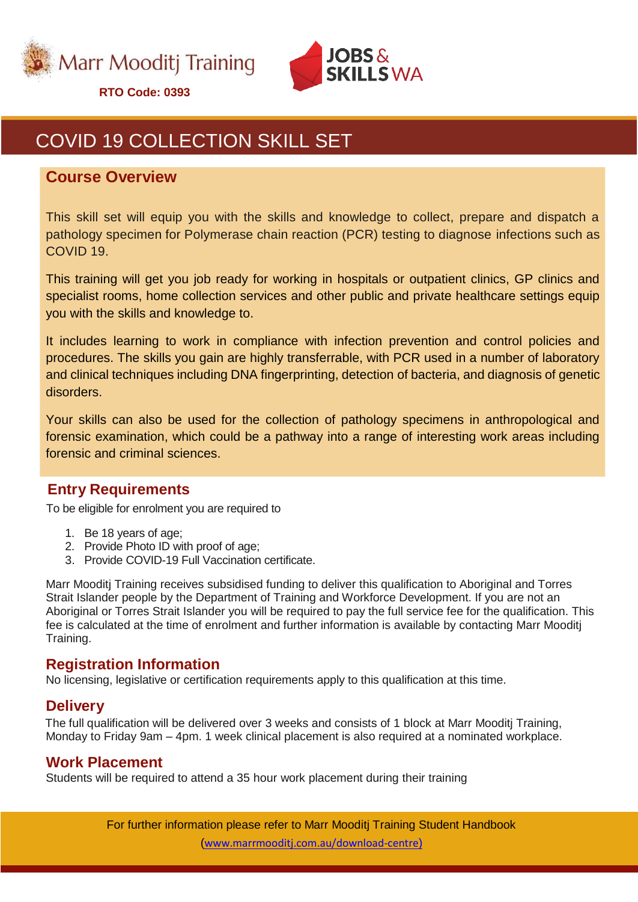Marr Mooditj Training

**RTO Code: 0393**

JOBS & SKILLS WA

# COVID 19 COLLECTION SKILL SET

## Course Overview

This skill set will equip you with the skills and knowledge to collect, prepare and dispatch a pathology specimen for Polymerase chain reaction (PCR) testing to diagnose infections such as COVID 19.

This training will get you job ready for working in hospitals or outpatient clinics, GP clinics and specialist rooms, home collection services and other public and private healthcare settings equip you with the skills and knowledge to.

It includes learning to work in compliance with infection prevention and control policies and procedures. The skills you gain are highly transferrable, with PCR used in a number of laboratory and clinical techniques including DNA fingerprinting, detection of bacteria, and diagnosis of genetic disorders.

Your skills can also be used for the collection of pathology specimens in anthropological and forensic examination, which could be a pathway into a range of interesting work areas including forensic and criminal sciences.

## Entry Requirements

To be eligible for enrolment you are required to

1. Be 18 years of age;
2. Provide Photo ID with proof of age;
3. Provide COVID-19 Full Vaccination certificate.

Marr Mooditj Training receives subsidised funding to deliver this qualification to Aboriginal and Torres Strait Islander people by the Department of Training and Workforce Development. If you are not an Aboriginal or Torres Strait Islander you will be required to pay the full service fee for the qualification. This fee is calculated at the time of enrolment and further information is available by contacting Marr Mooditj Training.

## Registration Information

No licensing, legislative or certification requirements apply to this qualification at this time.

## Delivery

The full qualification will be delivered over 3 weeks and consists of 1 block at Marr Mooditj Training, Monday to Friday 9am – 4pm. 1 week clinical placement is also required at a nominated workplace.

## Work Placement

Students will be required to attend a 35 hour work placement during their training

For further information please refer to Marr Mooditj Training Student Handbook
(www.marrmooditj.com.au/download-centre)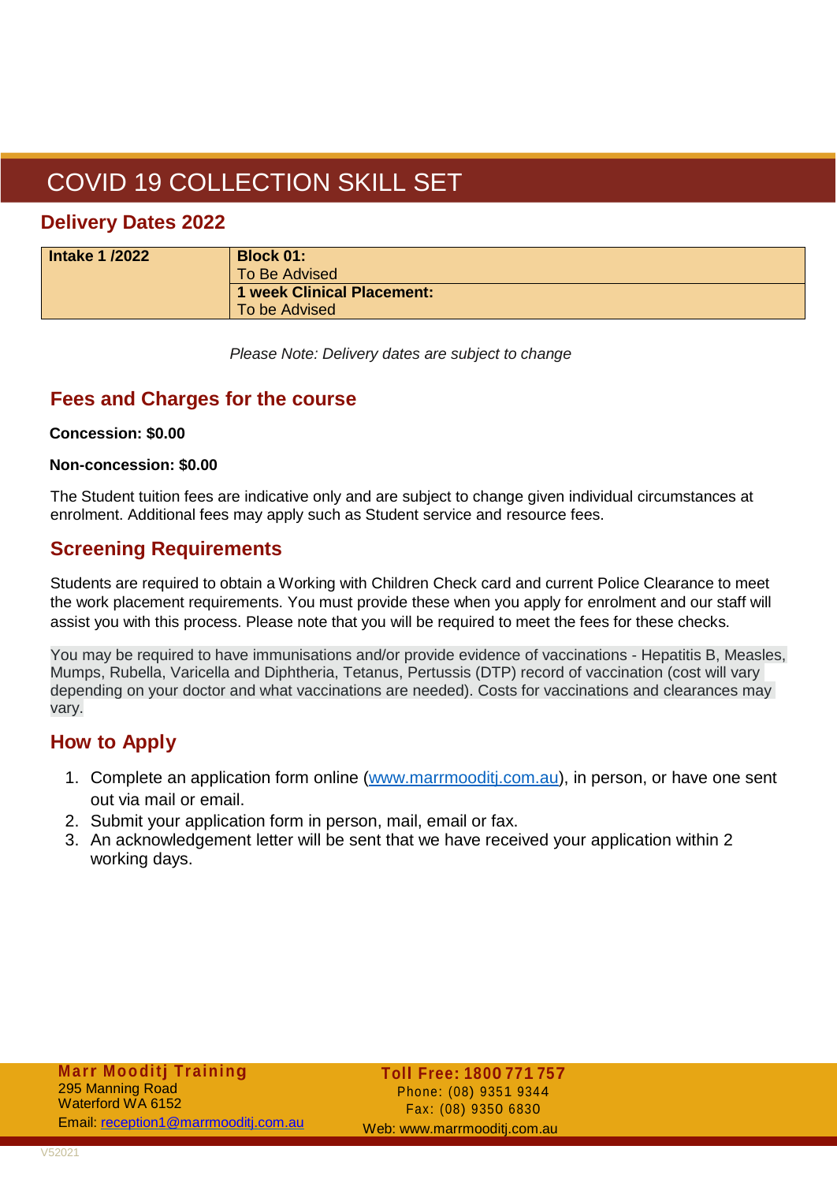# COVID 19 COLLECTION SKILL SET

## Delivery Dates 2022

| | | |
|---|---|---|
| **Intake 1 /2022** | **Block 01:**<br>To Be Advised | |
| | **1 week Clinical Placement:**<br>To be Advised | |

*Please Note: Delivery dates are subject to change*

## Fees and Charges for the course

**Concession: $0.00**

**Non-concession: $0.00**

The Student tuition fees are indicative only and are subject to change given individual circumstances at enrolment. Additional fees may apply such as Student service and resource fees.

## Screening Requirements

Students are required to obtain a Working with Children Check card and current Police Clearance to meet the work placement requirements. You must provide these when you apply for enrolment and our staff will assist you with this process. Please note that you will be required to meet the fees for these checks.

You may be required to have immunisations and/or provide evidence of vaccinations - Hepatitis B, Measles, Mumps, Rubella, Varicella and Diphtheria, Tetanus, Pertussis (DTP) record of vaccination (cost will vary depending on your doctor and what vaccinations are needed). Costs for vaccinations and clearances may vary.

## How to Apply

1. Complete an application form online (www.marrmooditj.com.au), in person, or have one sent out via mail or email.
2. Submit your application form in person, mail, email or fax.
3. An acknowledgement letter will be sent that we have received your application within 2 working days.

**Marr Mooditj Training**
295 Manning Road
Waterford WA 6152
Email: reception1@marrmooditj.com.au

**Toll Free: 1800 771 757**
Phone: (08) 9351 9344
Fax: (08) 9350 6830
Web: www.marrmooditj.com.au

V52021